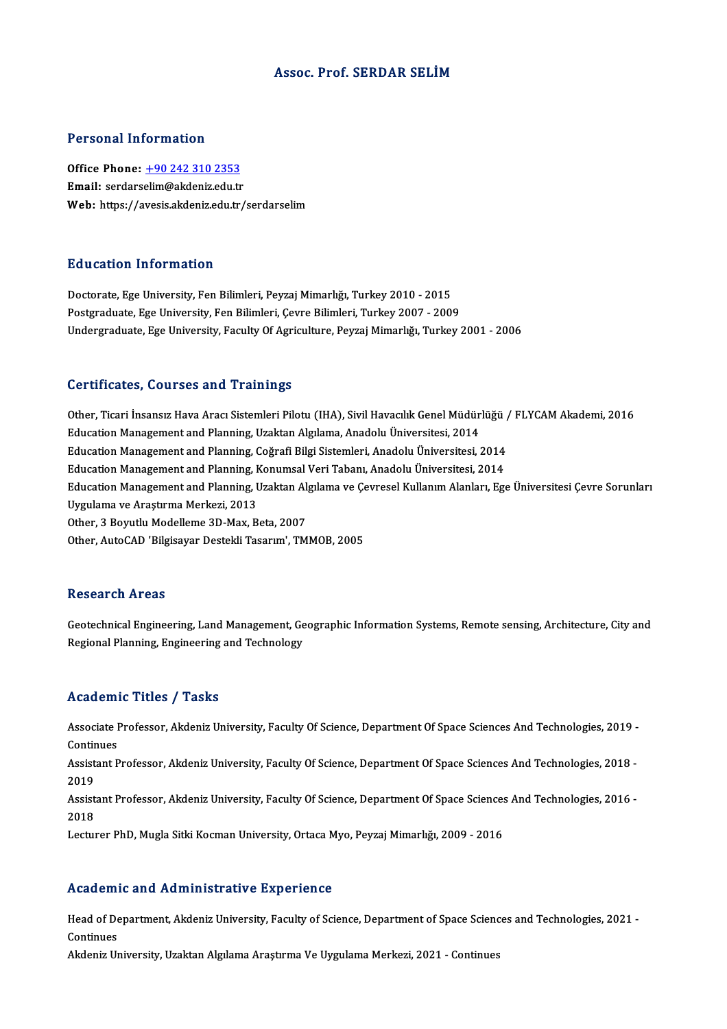# Assoc. Prof. SERDAR SELİM

## Personal Information

**Office Phone:** [+90 242 310 2353](tel:+902423102353)
**Email:** serdarselim@akdeniz.edu.tr
**Web:** https://avesis.akdeniz.edu.tr/serdarselim

## Education Information

Doctorate, Ege University, Fen Bilimleri, Peyzaj Mimarlığı, Turkey 2010 - 2015
Postgraduate, Ege University, Fen Bilimleri, Çevre Bilimleri, Turkey 2007 - 2009
Undergraduate, Ege University, Faculty Of Agriculture, Peyzaj Mimarlığı, Turkey 2001 - 2006

## Certificates, Courses and Trainings

Other, Ticari İnsansız Hava Aracı Sistemleri Pilotu (IHA), Sivil Havacılık Genel Müdürlüğü / FLYCAM Akademi, 2016
Education Management and Planning, Uzaktan Algılama, Anadolu Üniversitesi, 2014
Education Management and Planning, Coğrafi Bilgi Sistemleri, Anadolu Üniversitesi, 2014
Education Management and Planning, Konumsal Veri Tabanı, Anadolu Üniversitesi, 2014
Education Management and Planning, Uzaktan Algılama ve Çevresel Kullanım Alanları, Ege Üniversitesi Çevre Sorunları Uygulama ve Araştırma Merkezi, 2013
Other, 3 Boyutlu Modelleme 3D-Max, Beta, 2007
Other, AutoCAD 'Bilgisayar Destekli Tasarım', TMMOB, 2005

## Research Areas

Geotechnical Engineering, Land Management, Geographic Information Systems, Remote sensing, Architecture, City and Regional Planning, Engineering and Technology

## Academic Titles / Tasks

Associate Professor, Akdeniz University, Faculty Of Science, Department Of Space Sciences And Technologies, 2019 - Continues
Assistant Professor, Akdeniz University, Faculty Of Science, Department Of Space Sciences And Technologies, 2018 - 2019
Assistant Professor, Akdeniz University, Faculty Of Science, Department Of Space Sciences And Technologies, 2016 - 2018
Lecturer PhD, Mugla Sitki Kocman University, Ortaca Myo, Peyzaj Mimarlığı, 2009 - 2016

## Academic and Administrative Experience

Head of Department, Akdeniz University, Faculty of Science, Department of Space Sciences and Technologies, 2021 - Continues
Akdeniz University, Uzaktan Algılama Araştırma Ve Uygulama Merkezi, 2021 - Continues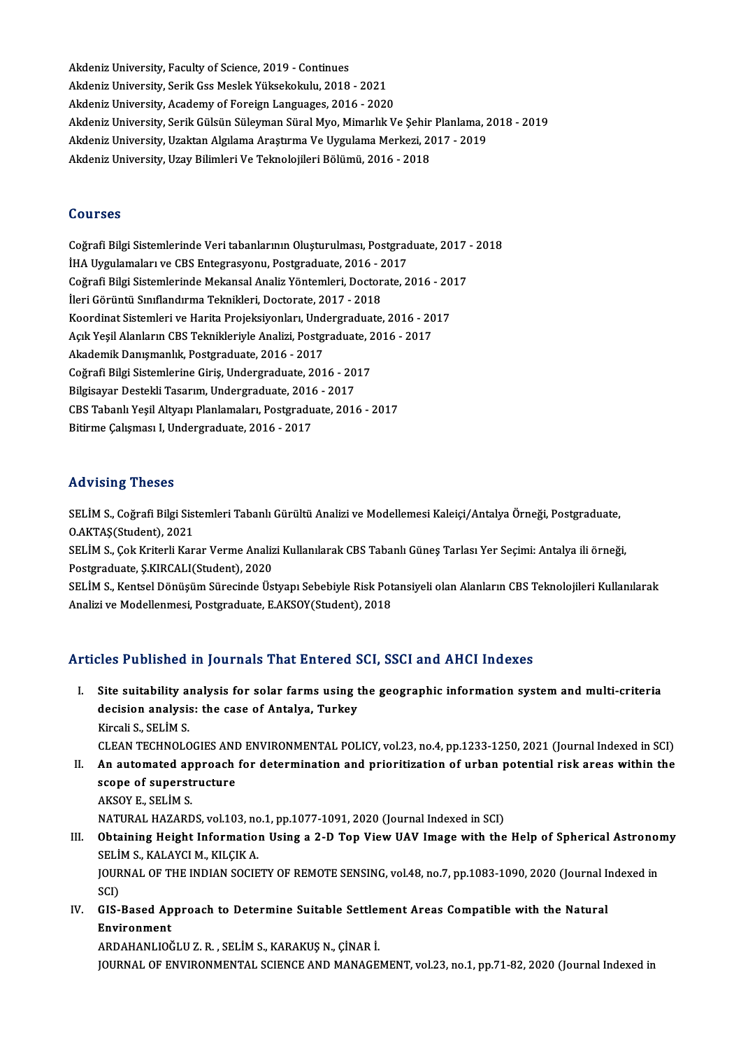Akdeniz University, Faculty of Science, 2019 - Continues
Akdeniz University, Serik Gss Meslek Yüksekokulu, 2018 - 2021
Akdeniz University, Academy of Foreign Languages, 2016 - 2020
Akdeniz University, Serik Gülsün Süleyman Süral Myo, Mimarlık Ve Şehir Planlama, 2018 - 2019
Akdeniz University, Uzaktan Algılama Araştırma Ve Uygulama Merkezi, 2017 - 2019
Akdeniz University, Uzay Bilimleri Ve Teknolojileri Bölümü, 2016 - 2018

## Courses

Coğrafi Bilgi Sistemlerinde Veri tabanlarının Oluşturulması, Postgraduate, 2017 - 2018
İHA Uygulamaları ve CBS Entegrasyonu, Postgraduate, 2016 - 2017
Coğrafi Bilgi Sistemlerinde Mekansal Analiz Yöntemleri, Doctorate, 2016 - 2017
İleri Görüntü Sınıflandırma Teknikleri, Doctorate, 2017 - 2018
Koordinat Sistemleri ve Harita Projeksiyonları, Undergraduate, 2016 - 2017
Açık Yeşil Alanların CBS Teknikleriyle Analizi, Postgraduate, 2016 - 2017
Akademik Danışmanlık, Postgraduate, 2016 - 2017
Coğrafi Bilgi Sistemlerine Giriş, Undergraduate, 2016 - 2017
Bilgisayar Destekli Tasarım, Undergraduate, 2016 - 2017
CBS Tabanlı Yeşil Altyapı Planlamaları, Postgraduate, 2016 - 2017
Bitirme Çalışması I, Undergraduate, 2016 - 2017

## Advising Theses

SELİM S., Coğrafi Bilgi Sistemleri Tabanlı Gürültü Analizi ve Modellemesi Kaleiçi/Antalya Örneği, Postgraduate, O.AKTAŞ(Student), 2021
SELİM S., Çok Kriterli Karar Verme Analizi Kullanılarak CBS Tabanlı Güneş Tarlası Yer Seçimi: Antalya ili örneği, Postgraduate, Ş.KIRCALI(Student), 2020
SELİM S., Kentsel Dönüşüm Sürecinde Üstyapı Sebebiyle Risk Potansiyeli olan Alanların CBS Teknolojileri Kullanılarak Analizi ve Modellenmesi, Postgraduate, E.AKSOY(Student), 2018

## Articles Published in Journals That Entered SCI, SSCI and AHCI Indexes

I. **Site suitability analysis for solar farms using the geographic information system and multi-criteria decision analysis: the case of Antalya, Turkey**
Kircali S., SELİM S.
CLEAN TECHNOLOGIES AND ENVIRONMENTAL POLICY, vol.23, no.4, pp.1233-1250, 2021 (Journal Indexed in SCI)

II. **An automated approach for determination and prioritization of urban potential risk areas within the scope of superstructure**
AKSOY E., SELİM S.
NATURAL HAZARDS, vol.103, no.1, pp.1077-1091, 2020 (Journal Indexed in SCI)

III. **Obtaining Height Information Using a 2-D Top View UAV Image with the Help of Spherical Astronomy**
SELİM S., KALAYCI M., KILÇIK A.
JOURNAL OF THE INDIAN SOCIETY OF REMOTE SENSING, vol.48, no.7, pp.1083-1090, 2020 (Journal Indexed in SCI)

IV. **GIS-Based Approach to Determine Suitable Settlement Areas Compatible with the Natural Environment**
ARDAHANLIOĞLU Z. R. , SELİM S., KARAKUŞ N., ÇİNAR İ.
JOURNAL OF ENVIRONMENTAL SCIENCE AND MANAGEMENT, vol.23, no.1, pp.71-82, 2020 (Journal Indexed in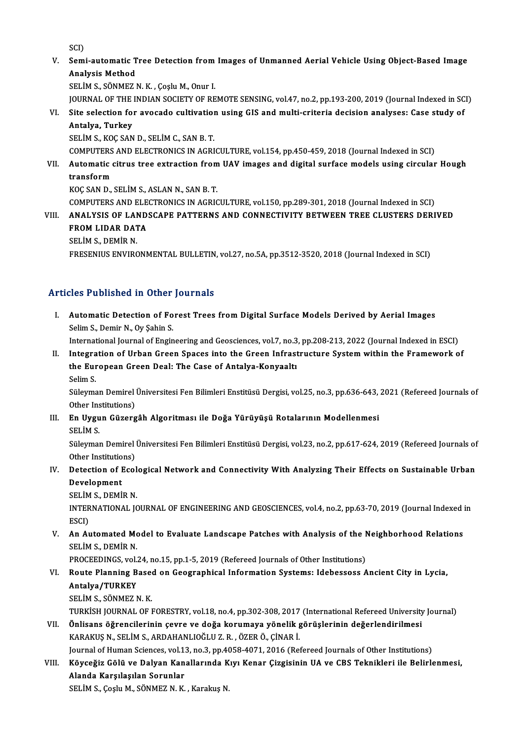SCI)

V. **Semi-automatic Tree Detection from Images of Unmanned Aerial Vehicle Using Object-Based Image Analysis Method**
   SELİM S., SÖNMEZ N. K. , Çoşlu M., Onur I.
   JOURNAL OF THE INDIAN SOCIETY OF REMOTE SENSING, vol.47, no.2, pp.193-200, 2019 (Journal Indexed in SCI)

VI. **Site selection for avocado cultivation using GIS and multi-criteria decision analyses: Case study of Antalya, Turkey**
   SELİM S., KOÇ SAN D., SELİM C., SAN B. T.
   COMPUTERS AND ELECTRONICS IN AGRICULTURE, vol.154, pp.450-459, 2018 (Journal Indexed in SCI)

VII. **Automatic citrus tree extraction from UAV images and digital surface models using circular Hough transform**
   KOÇ SAN D., SELİM S., ASLAN N., SAN B. T.
   COMPUTERS AND ELECTRONICS IN AGRICULTURE, vol.150, pp.289-301, 2018 (Journal Indexed in SCI)

VIII. **ANALYSIS OF LANDSCAPE PATTERNS AND CONNECTIVITY BETWEEN TREE CLUSTERS DERIVED FROM LIDAR DATA**
   SELİM S., DEMİR N.
   FRESENIUS ENVIRONMENTAL BULLETIN, vol.27, no.5A, pp.3512-3520, 2018 (Journal Indexed in SCI)

## Articles Published in Other Journals

I. **Automatic Detection of Forest Trees from Digital Surface Models Derived by Aerial Images**
   Selim S., Demir N., Oy Şahin S.
   International Journal of Engineering and Geosciences, vol.7, no.3, pp.208-213, 2022 (Journal Indexed in ESCI)

II. **Integration of Urban Green Spaces into the Green Infrastructure System within the Framework of the European Green Deal: The Case of Antalya-Konyaaltı**
   Selim S.
   Süleyman Demirel Üniversitesi Fen Bilimleri Enstitüsü Dergisi, vol.25, no.3, pp.636-643, 2021 (Refereed Journals of Other Institutions)

III. **En Uygun Güzergâh Algoritması ile Doğa Yürüyüşü Rotalarının Modellenmesi**
   SELİM S.
   Süleyman Demirel Üniversitesi Fen Bilimleri Enstitüsü Dergisi, vol.23, no.2, pp.617-624, 2019 (Refereed Journals of Other Institutions)

IV. **Detection of Ecological Network and Connectivity With Analyzing Their Effects on Sustainable Urban Development**
   SELİM S., DEMİR N.
   INTERNATIONAL JOURNAL OF ENGINEERING AND GEOSCIENCES, vol.4, no.2, pp.63-70, 2019 (Journal Indexed in ESCI)

V. **An Automated Model to Evaluate Landscape Patches with Analysis of the Neighborhood Relations**
   SELİM S., DEMİR N.
   PROCEEDINGS, vol.24, no.15, pp.1-5, 2019 (Refereed Journals of Other Institutions)

VI. **Route Planning Based on Geographical Information Systems: Idebessoss Ancient City in Lycia, Antalya/TURKEY**
   SELİM S., SÖNMEZ N. K.
   TURKİSH JOURNAL OF FORESTRY, vol.18, no.4, pp.302-308, 2017 (International Refereed University Journal)

VII. **Önlisans öğrencilerinin çevre ve doğa korumaya yönelik görüşlerinin değerlendirilmesi**
   KARAKUŞ N., SELİM S., ARDAHANLIOĞLU Z. R. , ÖZER Ö., ÇİNAR İ.
   Journal of Human Sciences, vol.13, no.3, pp.4058-4071, 2016 (Refereed Journals of Other Institutions)

VIII. **Köyceğiz Gölü ve Dalyan Kanallarında Kıyı Kenar Çizgisinin UA ve CBS Teknikleri ile Belirlenmesi, Alanda Karşılaşılan Sorunlar**
   SELİM S., Çoşlu M., SÖNMEZ N. K. , Karakuş N.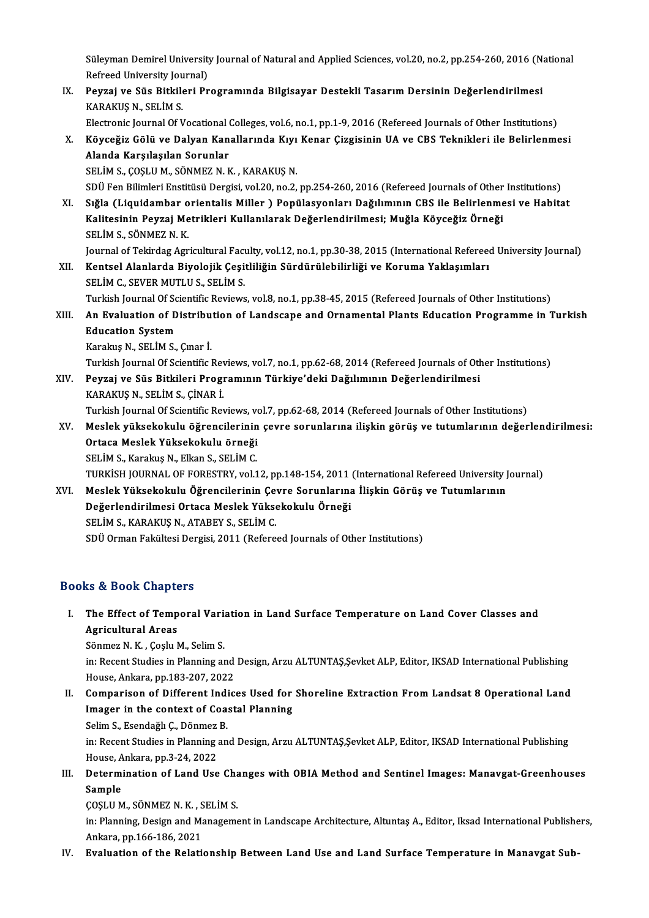Süleyman Demirel University Journal of Natural and Applied Sciences, vol.20, no.2, pp.254-260, 2016 (National Refreed University Journal)

IX. **Peyzaj ve Süs Bitkileri Programında Bilgisayar Destekli Tasarım Dersinin Değerlendirilmesi**
KARAKUŞ N., SELİM S.
Electronic Journal Of Vocational Colleges, vol.6, no.1, pp.1-9, 2016 (Refereed Journals of Other Institutions)

X. **Köyceğiz Gölü ve Dalyan Kanallarında Kıyı Kenar Çizgisinin UA ve CBS Teknikleri ile Belirlenmesi Alanda Karşılaşılan Sorunlar**
SELİM S., ÇOŞLU M., SÖNMEZ N. K. , KARAKUŞ N.
SDÜ Fen Bilimleri Enstitüsü Dergisi, vol.20, no.2, pp.254-260, 2016 (Refereed Journals of Other Institutions)

XI. **Sığla (Liquidambar orientalis Miller ) Popülasyonları Dağılımının CBS ile Belirlenmesi ve Habitat Kalitesinin Peyzaj Metrikleri Kullanılarak Değerlendirilmesi; Muğla Köyceğiz Örneği**
SELİM S., SÖNMEZ N. K.
Journal of Tekirdag Agricultural Faculty, vol.12, no.1, pp.30-38, 2015 (International Refereed University Journal)

XII. **Kentsel Alanlarda Biyolojik Çeşitliliğin Sürdürülebilirliği ve Koruma Yaklaşımları**
SELİM C., SEVER MUTLU S., SELİM S.
Turkish Journal Of Scientific Reviews, vol.8, no.1, pp.38-45, 2015 (Refereed Journals of Other Institutions)

XIII. **An Evaluation of Distribution of Landscape and Ornamental Plants Education Programme in Turkish Education System**
Karakuş N., SELİM S., Çınar İ.
Turkish Journal Of Scientific Reviews, vol.7, no.1, pp.62-68, 2014 (Refereed Journals of Other Institutions)

XIV. **Peyzaj ve Süs Bitkileri Programının Türkiye'deki Dağılımının Değerlendirilmesi**
KARAKUŞ N., SELİM S., ÇİNAR İ.
Turkish Journal Of Scientific Reviews, vol.7, pp.62-68, 2014 (Refereed Journals of Other Institutions)

XV. **Meslek yüksekokulu öğrencilerinin çevre sorunlarına ilişkin görüş ve tutumlarının değerlendirilmesi: Ortaca Meslek Yüksekokulu örneği**
SELİM S., Karakuş N., Elkan S., SELİM C.
TURKİSH JOURNAL OF FORESTRY, vol.12, pp.148-154, 2011 (International Refereed University Journal)

XVI. **Meslek Yüksekokulu Öğrencilerinin Çevre Sorunlarına İlişkin Görüş ve Tutumlarının Değerlendirilmesi Ortaca Meslek Yüksekokulu Örneği**
SELİM S., KARAKUŞ N., ATABEY S., SELİM C.
SDÜ Orman Fakültesi Dergisi, 2011 (Refereed Journals of Other Institutions)

## Books & Book Chapters

I. **The Effect of Temporal Variation in Land Surface Temperature on Land Cover Classes and Agricultural Areas**
Sönmez N. K. , Çoşlu M., Selim S.
in: Recent Studies in Planning and Design, Arzu ALTUNTAŞ,Şevket ALP, Editor, IKSAD International Publishing House, Ankara, pp.183-207, 2022

II. **Comparison of Different Indices Used for Shoreline Extraction From Landsat 8 Operational Land Imager in the context of Coastal Planning**
Selim S., Esendağlı Ç., Dönmez B.
in: Recent Studies in Planning and Design, Arzu ALTUNTAŞ,Şevket ALP, Editor, IKSAD International Publishing House, Ankara, pp.3-24, 2022

III. **Determination of Land Use Changes with OBIA Method and Sentinel Images: Manavgat-Greenhouses Sample**
ÇOŞLU M., SÖNMEZ N. K. , SELİM S.
in: Planning, Design and Management in Landscape Architecture, Altuntaş A., Editor, Iksad International Publishers, Ankara, pp.166-186, 2021

IV. **Evaluation of the Relationship Between Land Use and Land Surface Temperature in Manavgat Sub-**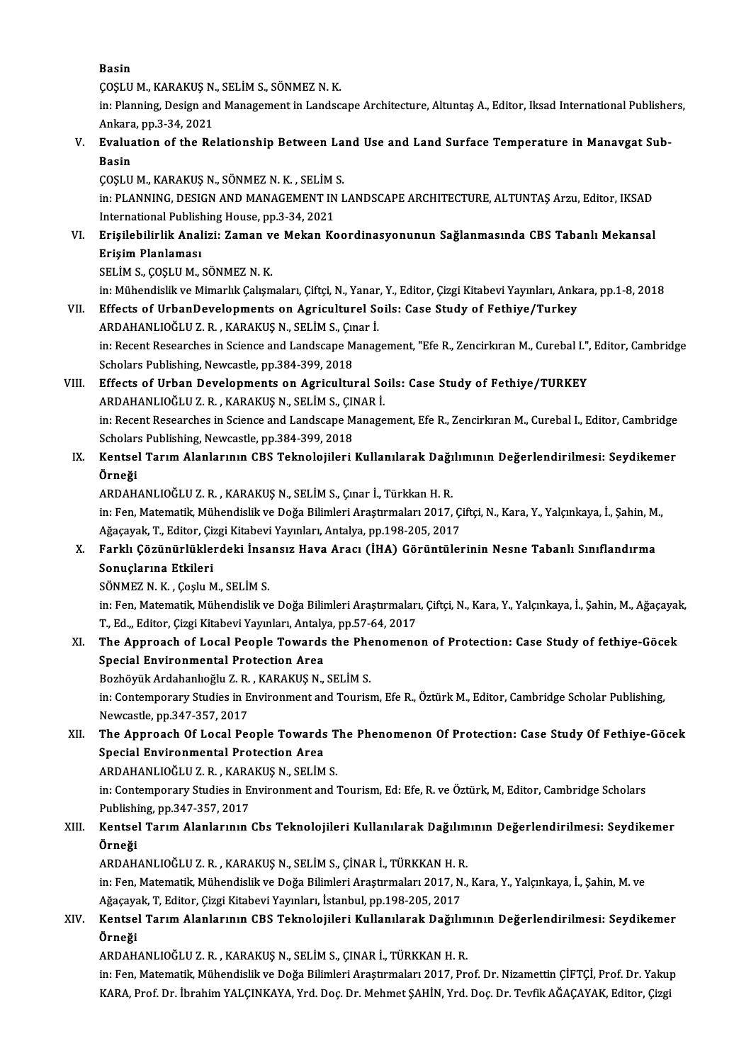Basin

ÇOŞLU M., KARAKUŞ N., SELİM S., SÖNMEZ N. K.

in: Planning, Design and Management in Landscape Architecture, Altuntaş A., Editor, Iksad International Publishers, Ankara, pp.3-34, 2021

V. **Evaluation of the Relationship Between Land Use and Land Surface Temperature in Manavgat Sub-Basin**

ÇOŞLU M., KARAKUŞ N., SÖNMEZ N. K. , SELİM S.

in: PLANNING, DESIGN AND MANAGEMENT IN LANDSCAPE ARCHITECTURE, ALTUNTAŞ Arzu, Editor, IKSAD International Publishing House, pp.3-34, 2021

VI. **Erişilebilirlik Analizi: Zaman ve Mekan Koordinasyonunun Sağlanmasında CBS Tabanlı Mekansal Erişim Planlaması**

SELİM S., ÇOŞLU M., SÖNMEZ N. K.

in: Mühendislik ve Mimarlık Çalışmaları, Çiftçi, N., Yanar, Y., Editor, Çizgi Kitabevi Yayınları, Ankara, pp.1-8, 2018

VII. **Effects of UrbanDevelopments on Agriculturel Soils: Case Study of Fethiye/Turkey**

ARDAHANLIOĞLU Z. R. , KARAKUŞ N., SELİM S., Çınar İ.

in: Recent Researches in Science and Landscape Management, "Efe R., Zencirkıran M., Curebal I.", Editor, Cambridge Scholars Publishing, Newcastle, pp.384-399, 2018

VIII. **Effects of Urban Developments on Agricultural Soils: Case Study of Fethiye/TURKEY**

ARDAHANLIOĞLU Z. R. , KARAKUŞ N., SELİM S., ÇINAR İ.

in: Recent Researches in Science and Landscape Management, Efe R., Zencirkıran M., Curebal I., Editor, Cambridge Scholars Publishing, Newcastle, pp.384-399, 2018

IX. **Kentsel Tarım Alanlarının CBS Teknolojileri Kullanılarak Dağılımının Değerlendirilmesi: Seydikemer Örneği**

ARDAHANLIOĞLU Z. R. , KARAKUŞ N., SELİM S., Çınar İ., Türkkan H. R.

in: Fen, Matematik, Mühendislik ve Doğa Bilimleri Araştırmaları 2017, Çiftçi, N., Kara, Y., Yalçınkaya, İ., Şahin, M., Ağaçayak, T., Editor, Çizgi Kitabevi Yayınları, Antalya, pp.198-205, 2017

X. **Farklı Çözünürlüklerdeki İnsansız Hava Aracı (İHA) Görüntülerinin Nesne Tabanlı Sınıflandırma Sonuçlarına Etkileri**

SÖNMEZ N. K. , Çoşlu M., SELİM S.

in: Fen, Matematik, Mühendislik ve Doğa Bilimleri Araştırmaları, Çiftçi, N., Kara, Y., Yalçınkaya, İ., Şahin, M., Ağaçayak, T., Ed.,, Editor, Çizgi Kitabevi Yayınları, Antalya, pp.57-64, 2017

XI. **The Approach of Local People Towards the Phenomenon of Protection: Case Study of fethiye-Göcek Special Environmental Protection Area**

Bozhöyük Ardahanlıoğlu Z. R. , KARAKUŞ N., SELİM S.

in: Contemporary Studies in Environment and Tourism, Efe R., Öztürk M., Editor, Cambridge Scholar Publishing, Newcastle, pp.347-357, 2017

XII. **The Approach Of Local People Towards The Phenomenon Of Protection: Case Study Of Fethiye-Göcek Special Environmental Protection Area**

ARDAHANLIOĞLU Z. R. , KARAKUŞ N., SELİM S.

in: Contemporary Studies in Environment and Tourism, Ed: Efe, R. ve Öztürk, M, Editor, Cambridge Scholars Publishing, pp.347-357, 2017

XIII. **Kentsel Tarım Alanlarının Cbs Teknolojileri Kullanılarak Dağılımının Değerlendirilmesi: Seydikemer Örneği**

ARDAHANLIOĞLU Z. R. , KARAKUŞ N., SELİM S., ÇİNAR İ., TÜRKKAN H. R.

in: Fen, Matematik, Mühendislik ve Doğa Bilimleri Araştırmaları 2017, N., Kara, Y., Yalçınkaya, İ., Şahin, M. ve Ağaçayak, T, Editor, Çizgi Kitabevi Yayınları, İstanbul, pp.198-205, 2017

XIV. **Kentsel Tarım Alanlarının CBS Teknolojileri Kullanılarak Dağılımının Değerlendirilmesi: Seydikemer Örneği**

ARDAHANLIOĞLU Z. R. , KARAKUŞ N., SELİM S., ÇINAR İ., TÜRKKAN H. R.

in: Fen, Matematik, Mühendislik ve Doğa Bilimleri Araştırmaları 2017, Prof. Dr. Nizamettin ÇİFTÇİ, Prof. Dr. Yakup KARA, Prof. Dr. İbrahim YALÇINKAYA, Yrd. Doç. Dr. Mehmet ŞAHİN, Yrd. Doç. Dr. Tevfik AĞAÇAYAK, Editor, Çizgi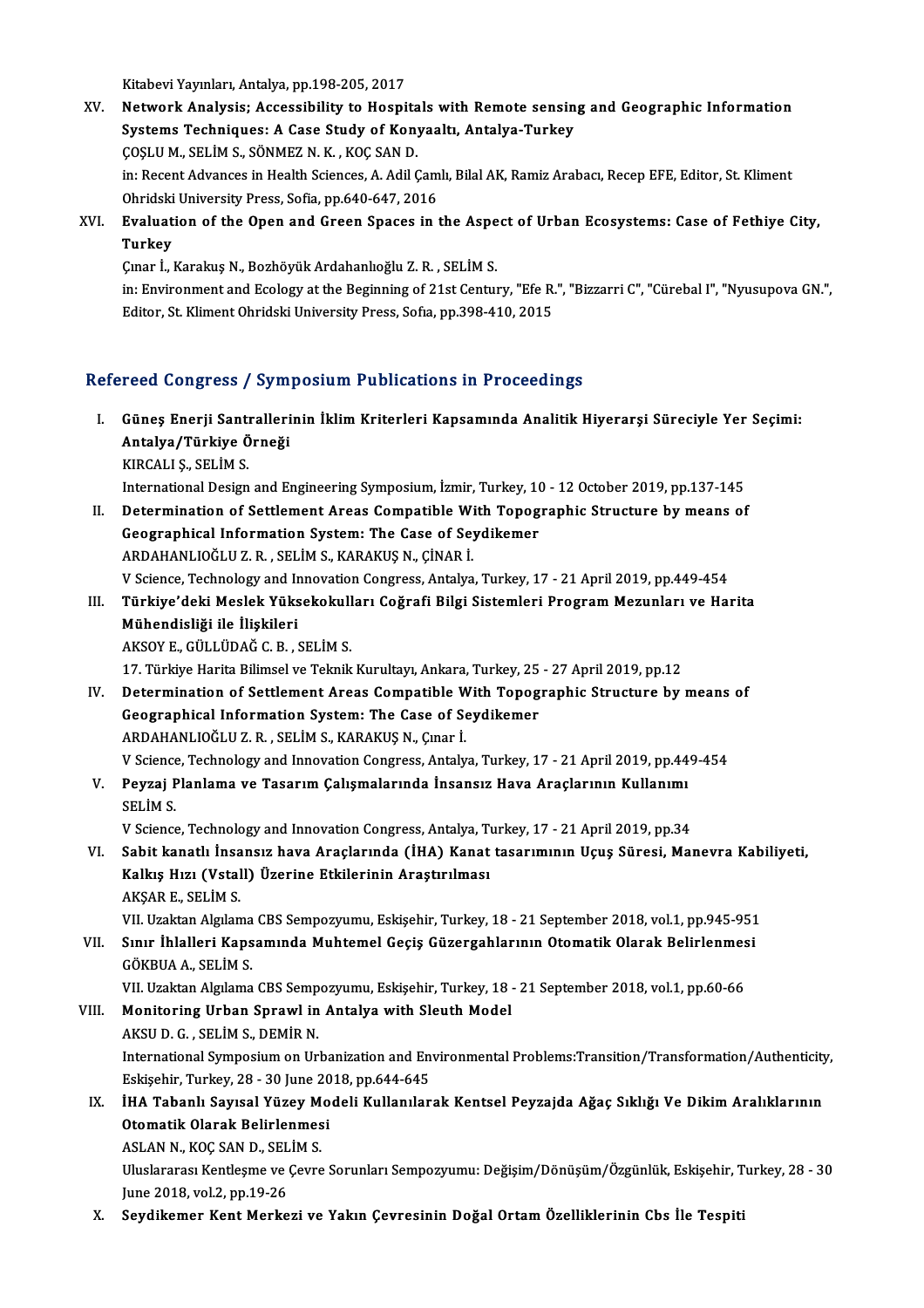Kitabevi Yayınları, Antalya, pp.198-205, 2017

XV. **Network Analysis; Accessibility to Hospitals with Remote sensing and Geographic Information Systems Techniques: A Case Study of Konyaaltı, Antalya-Turkey**
ÇOŞLU M., SELİM S., SÖNMEZ N. K. , KOÇ SAN D.
in: Recent Advances in Health Sciences, A. Adil Çamlı, Bilal AK, Ramiz Arabacı, Recep EFE, Editor, St. Kliment Ohridski University Press, Sofia, pp.640-647, 2016

XVI. **Evaluation of the Open and Green Spaces in the Aspect of Urban Ecosystems: Case of Fethiye City, Turkey**
Çınar İ., Karakuş N., Bozhöyük Ardahanlıoğlu Z. R. , SELİM S.
in: Environment and Ecology at the Beginning of 21st Century, "Efe R.", "Bizzarri C", "Cürebal I", "Nyusupova GN.", Editor, St. Kliment Ohridski University Press, Sofia, pp.398-410, 2015

## Refereed Congress / Symposium Publications in Proceedings

I. **Güneş Enerji Santrallerinin İklim Kriterleri Kapsamında Analitik Hiyerarşi Süreciyle Yer Seçimi: Antalya/Türkiye Örneği**
KIRCALI Ş., SELİM S.
International Design and Engineering Symposium, İzmir, Turkey, 10 - 12 October 2019, pp.137-145

II. **Determination of Settlement Areas Compatible With Topographic Structure by means of Geographical Information System: The Case of Seydikemer**
ARDAHANLIOĞLU Z. R. , SELİM S., KARAKUŞ N., ÇİNAR İ.
V Science, Technology and Innovation Congress, Antalya, Turkey, 17 - 21 April 2019, pp.449-454

III. **Türkiye'deki Meslek Yüksekokulları Coğrafi Bilgi Sistemleri Program Mezunları ve Harita Mühendisliği ile İlişkileri**
AKSOY E., GÜLLÜDAĞ C. B. , SELİM S.
17. Türkiye Harita Bilimsel ve Teknik Kurultayı, Ankara, Turkey, 25 - 27 April 2019, pp.12

IV. **Determination of Settlement Areas Compatible With Topographic Structure by means of Geographical Information System: The Case of Seydikemer**
ARDAHANLIOĞLU Z. R. , SELİM S., KARAKUŞ N., Çınar İ.
V Science, Technology and Innovation Congress, Antalya, Turkey, 17 - 21 April 2019, pp.449-454

V. **Peyzaj Planlama ve Tasarım Çalışmalarında İnsansız Hava Araçlarının Kullanımı**
SELİM S.
V Science, Technology and Innovation Congress, Antalya, Turkey, 17 - 21 April 2019, pp.34

VI. **Sabit kanatlı İnsansız hava Araçlarında (İHA) Kanat tasarımının Uçuş Süresi, Manevra Kabiliyeti, Kalkış Hızı (Vstall) Üzerine Etkilerinin Araştırılması**
AKŞAR E., SELİM S.
VII. Uzaktan Algılama CBS Sempozyumu, Eskişehir, Turkey, 18 - 21 September 2018, vol.1, pp.945-951

VII. **Sınır İhlalleri Kapsamında Muhtemel Geçiş Güzergahlarının Otomatik Olarak Belirlenmesi**
GÖKBUA A., SELİM S.
VII. Uzaktan Algılama CBS Sempozyumu, Eskişehir, Turkey, 18 - 21 September 2018, vol.1, pp.60-66

VIII. **Monitoring Urban Sprawl in Antalya with Sleuth Model**
AKSU D. G. , SELİM S., DEMİR N.
International Symposium on Urbanization and Environmental Problems:Transition/Transformation/Authenticity, Eskişehir, Turkey, 28 - 30 June 2018, pp.644-645

IX. **İHA Tabanlı Sayısal Yüzey Modeli Kullanılarak Kentsel Peyzajda Ağaç Sıklığı Ve Dikim Aralıklarının Otomatik Olarak Belirlenmesi**
ASLAN N., KOÇ SAN D., SELİM S.
Uluslararası Kentleşme ve Çevre Sorunları Sempozyumu: Değişim/Dönüşüm/Özgünlük, Eskişehir, Turkey, 28 - 30 June 2018, vol.2, pp.19-26

X. **Seydikemer Kent Merkezi ve Yakın Çevresinin Doğal Ortam Özelliklerinin Cbs İle Tespiti**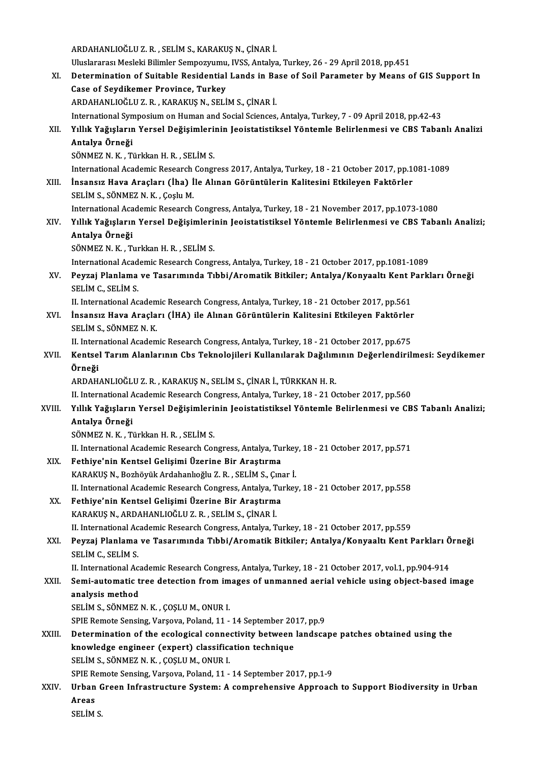ARDAHANLIOĞLU Z. R. , SELİM S., KARAKUŞ N., ÇİNAR İ.
Uluslararası Mesleki Bilimler Sempozyumu, IVSS, Antalya, Turkey, 26 - 29 April 2018, pp.451

XI. **Determination of Suitable Residential Lands in Base of Soil Parameter by Means of GIS Support In Case of Seydikemer Province, Turkey**
ARDAHANLIOĞLU Z. R. , KARAKUŞ N., SELİM S., ÇİNAR İ.
International Symposium on Human and Social Sciences, Antalya, Turkey, 7 - 09 April 2018, pp.42-43

XII. **Yıllık Yağışların Yersel Değişimlerinin Jeoistatistiksel Yöntemle Belirlenmesi ve CBS Tabanlı Analizi Antalya Örneği**
SÖNMEZ N. K. , Türkkan H. R. , SELİM S.
International Academic Research Congress 2017, Antalya, Turkey, 18 - 21 October 2017, pp.1081-1089

XIII. **İnsansız Hava Araçları (İha) İle Alınan Görüntülerin Kalitesini Etkileyen Faktörler**
SELİM S., SÖNMEZ N. K. , Çoşlu M.
International Academic Research Congress, Antalya, Turkey, 18 - 21 November 2017, pp.1073-1080

XIV. **Yıllık Yağışların Yersel Değişimlerinin Jeoistatistiksel Yöntemle Belirlenmesi ve CBS Tabanlı Analizi; Antalya Örneği**
SÖNMEZ N. K. , Turkkan H. R. , SELİM S.
International Academic Research Congress, Antalya, Turkey, 18 - 21 October 2017, pp.1081-1089

XV. **Peyzaj Planlama ve Tasarımında Tıbbi/Aromatik Bitkiler; Antalya/Konyaaltı Kent Parkları Örneği**
SELİM C., SELİM S.
II. International Academic Research Congress, Antalya, Turkey, 18 - 21 October 2017, pp.561

XVI. **İnsansız Hava Araçları (İHA) ile Alınan Görüntülerin Kalitesini Etkileyen Faktörler**
SELİM S., SÖNMEZ N. K.
II. International Academic Research Congress, Antalya, Turkey, 18 - 21 October 2017, pp.675

XVII. **Kentsel Tarım Alanlarının Cbs Teknolojileri Kullanılarak Dağılımının Değerlendirilmesi: Seydikemer Örneği**
ARDAHANLIOĞLU Z. R. , KARAKUŞ N., SELİM S., ÇİNAR İ., TÜRKKAN H. R.
II. International Academic Research Congress, Antalya, Turkey, 18 - 21 October 2017, pp.560

XVIII. **Yıllık Yağışların Yersel Değişimlerinin Jeoistatistiksel Yöntemle Belirlenmesi ve CBS Tabanlı Analizi; Antalya Örneği**
SÖNMEZ N. K. , Türkkan H. R. , SELİM S.
II. International Academic Research Congress, Antalya, Turkey, 18 - 21 October 2017, pp.571

XIX. **Fethiye'nin Kentsel Gelişimi Üzerine Bir Araştırma**
KARAKUŞ N., Bozhöyük Ardahanlıoğlu Z. R. , SELİM S., Çınar İ.
II. International Academic Research Congress, Antalya, Turkey, 18 - 21 October 2017, pp.558

XX. **Fethiye'nin Kentsel Gelişimi Üzerine Bir Araştırma**
KARAKUŞ N., ARDAHANLIOĞLU Z. R. , SELİM S., ÇİNAR İ.
II. International Academic Research Congress, Antalya, Turkey, 18 - 21 October 2017, pp.559

XXI. **Peyzaj Planlama ve Tasarımında Tıbbi/Aromatik Bitkiler; Antalya/Konyaaltı Kent Parkları Örneği**
SELİM C., SELİM S.
II. International Academic Research Congress, Antalya, Turkey, 18 - 21 October 2017, vol.1, pp.904-914

XXII. **Semi-automatic tree detection from images of unmanned aerial vehicle using object-based image analysis method**
SELİM S., SÖNMEZ N. K. , ÇOŞLU M., ONUR I.
SPIE Remote Sensing, Varşova, Poland, 11 - 14 September 2017, pp.9

XXIII. **Determination of the ecological connectivity between landscape patches obtained using the knowledge engineer (expert) classification technique**
SELİM S., SÖNMEZ N. K. , ÇOŞLU M., ONUR I.
SPIE Remote Sensing, Varşova, Poland, 11 - 14 September 2017, pp.1-9

XXIV. **Urban Green Infrastructure System: A comprehensive Approach to Support Biodiversity in Urban Areas**
SELİM S.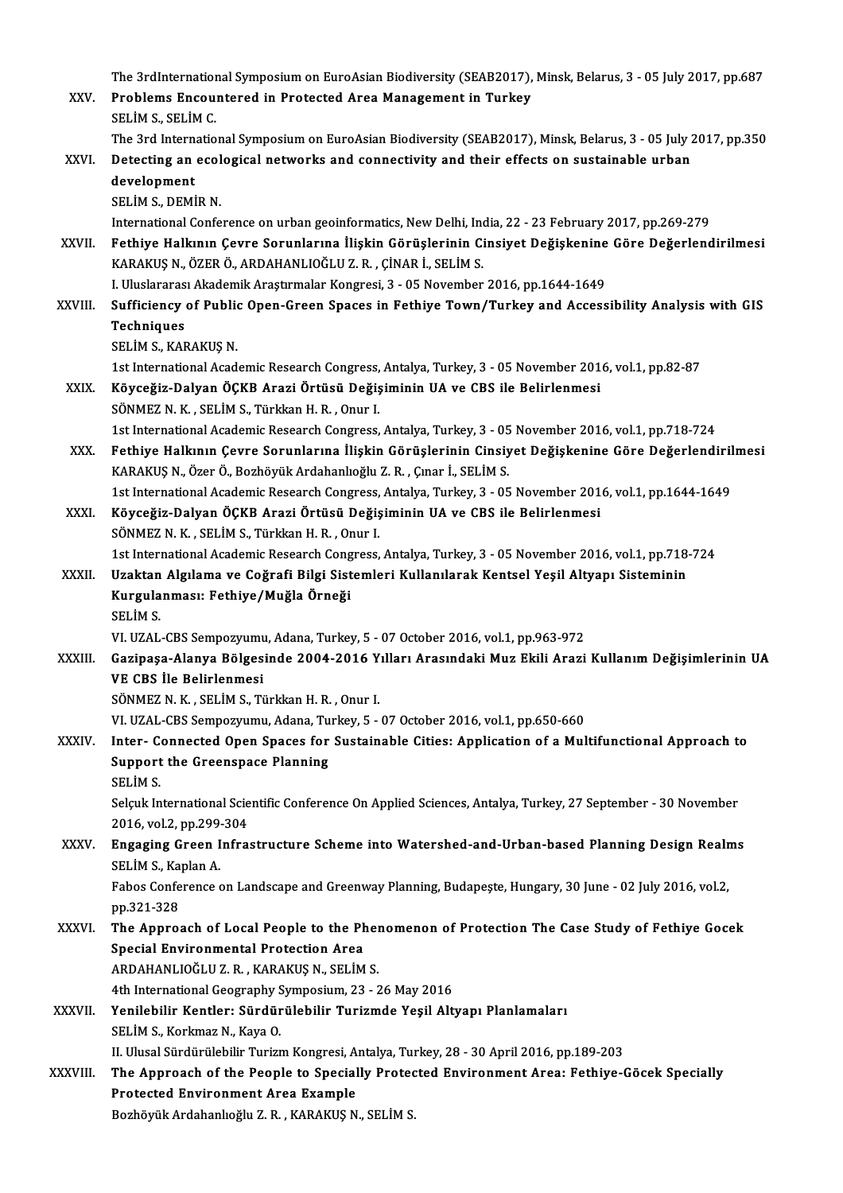The 3rdInternational Symposium on EuroAsian Biodiversity (SEAB2017), Minsk, Belarus, 3 - 05 July 2017, pp.687

XXV. **Problems Encountered in Protected Area Management in Turkey**
SELİM S., SELİM C.
The 3rd International Symposium on EuroAsian Biodiversity (SEAB2017), Minsk, Belarus, 3 - 05 July 2017, pp.350

XXVI. **Detecting an ecological networks and connectivity and their effects on sustainable urban development**
SELİM S., DEMİR N.
International Conference on urban geoinformatics, New Delhi, India, 22 - 23 February 2017, pp.269-279

XXVII. **Fethiye Halkının Çevre Sorunlarına İlişkin Görüşlerinin Cinsiyet Değişkenine Göre Değerlendirilmesi**
KARAKUŞ N., ÖZER Ö., ARDAHANLIOĞLU Z. R. , ÇİNAR İ., SELİM S.
I. Uluslararası Akademik Araştırmalar Kongresi, 3 - 05 November 2016, pp.1644-1649

XXVIII. **Sufficiency of Public Open-Green Spaces in Fethiye Town/Turkey and Accessibility Analysis with GIS Techniques**
SELİM S., KARAKUŞ N.
1st International Academic Research Congress, Antalya, Turkey, 3 - 05 November 2016, vol.1, pp.82-87

XXIX. **Köyceğiz-Dalyan ÖÇKB Arazi Örtüsü Değişiminin UA ve CBS ile Belirlenmesi**
SÖNMEZ N. K. , SELİM S., Türkkan H. R. , Onur I.
1st International Academic Research Congress, Antalya, Turkey, 3 - 05 November 2016, vol.1, pp.718-724

XXX. **Fethiye Halkının Çevre Sorunlarına İlişkin Görüşlerinin Cinsiyet Değişkenine Göre Değerlendirilmesi**
KARAKUŞ N., Özer Ö., Bozhöyük Ardahanlıoğlu Z. R. , Çınar İ., SELİM S.
1st International Academic Research Congress, Antalya, Turkey, 3 - 05 November 2016, vol.1, pp.1644-1649

XXXI. **Köyceğiz-Dalyan ÖÇKB Arazi Örtüsü Değişiminin UA ve CBS ile Belirlenmesi**
SÖNMEZ N. K. , SELİM S., Türkkan H. R. , Onur I.
1st International Academic Research Congress, Antalya, Turkey, 3 - 05 November 2016, vol.1, pp.718-724

XXXII. **Uzaktan Algılama ve Coğrafi Bilgi Sistemleri Kullanılarak Kentsel Yeşil Altyapı Sisteminin Kurgulanması: Fethiye/Muğla Örneği**
SELİM S.
VI. UZAL-CBS Sempozyumu, Adana, Turkey, 5 - 07 October 2016, vol.1, pp.963-972

XXXIII. **Gazipaşa-Alanya Bölgesinde 2004-2016 Yılları Arasındaki Muz Ekili Arazi Kullanım Değişimlerinin UA VE CBS İle Belirlenmesi**
SÖNMEZ N. K. , SELİM S., Türkkan H. R. , Onur I.
VI. UZAL-CBS Sempozyumu, Adana, Turkey, 5 - 07 October 2016, vol.1, pp.650-660

XXXIV. **Inter- Connected Open Spaces for Sustainable Cities: Application of a Multifunctional Approach to Support the Greenspace Planning**
SELİM S.
Selçuk International Scientific Conference On Applied Sciences, Antalya, Turkey, 27 September - 30 November 2016, vol.2, pp.299-304

XXXV. **Engaging Green Infrastructure Scheme into Watershed-and-Urban-based Planning Design Realms**
SELİM S., Kaplan A.
Fabos Conference on Landscape and Greenway Planning, Budapeşte, Hungary, 30 June - 02 July 2016, vol.2, pp.321-328

XXXVI. **The Approach of Local People to the Phenomenon of Protection The Case Study of Fethiye Gocek Special Environmental Protection Area**
ARDAHANLIOĞLU Z. R. , KARAKUŞ N., SELİM S.
4th International Geography Symposium, 23 - 26 May 2016

XXXVII. **Yenilebilir Kentler: Sürdürülebilir Turizmde Yeşil Altyapı Planlamaları**
SELİM S., Korkmaz N., Kaya O.
II. Ulusal Sürdürülebilir Turizm Kongresi, Antalya, Turkey, 28 - 30 April 2016, pp.189-203

XXXVIII. **The Approach of the People to Specially Protected Environment Area: Fethiye-Göcek Specially Protected Environment Area Example**
Bozhöyük Ardahanlıoğlu Z. R. , KARAKUŞ N., SELİM S.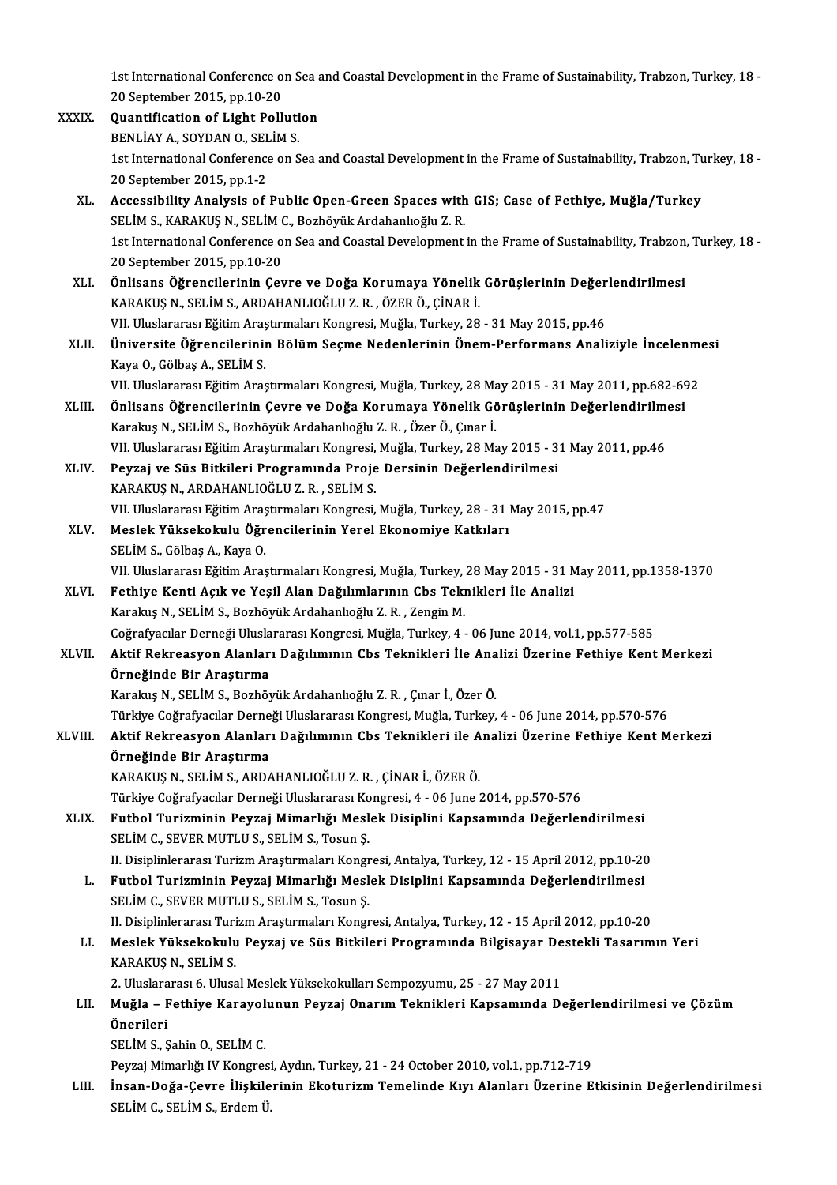1st International Conference on Sea and Coastal Development in the Frame of Sustainability, Trabzon, Turkey, 18 - 20 September 2015, pp.10-20

XXXIX. **Quantification of Light Pollution**
BENLİAY A., SOYDAN O., SELİM S.
1st International Conference on Sea and Coastal Development in the Frame of Sustainability, Trabzon, Turkey, 18 - 20 September 2015, pp.1-2

XL. **Accessibility Analysis of Public Open-Green Spaces with GIS; Case of Fethiye, Muğla/Turkey**
SELİM S., KARAKUŞ N., SELİM C., Bozhöyük Ardahanlıoğlu Z. R.
1st International Conference on Sea and Coastal Development in the Frame of Sustainability, Trabzon, Turkey, 18 - 20 September 2015, pp.10-20

XLI. **Önlisans Öğrencilerinin Çevre ve Doğa Korumaya Yönelik Görüşlerinin Değerlendirilmesi**
KARAKUŞ N., SELİM S., ARDAHANLIOĞLU Z. R. , ÖZER Ö., ÇİNAR İ.
VII. Uluslararası Eğitim Araştırmaları Kongresi, Muğla, Turkey, 28 - 31 May 2015, pp.46

XLII. **Üniversite Öğrencilerinin Bölüm Seçme Nedenlerinin Önem-Performans Analiziyle İncelenmesi**
Kaya O., Gölbaş A., SELİM S.
VII. Uluslararası Eğitim Araştırmaları Kongresi, Muğla, Turkey, 28 May 2015 - 31 May 2011, pp.682-692

XLIII. **Önlisans Öğrencilerinin Çevre ve Doğa Korumaya Yönelik Görüşlerinin Değerlendirilmesi**
Karakuş N., SELİM S., Bozhöyük Ardahanlıoğlu Z. R. , Özer Ö., Çınar İ.
VII. Uluslararası Eğitim Araştırmaları Kongresi, Muğla, Turkey, 28 May 2015 - 31 May 2011, pp.46

XLIV. **Peyzaj ve Süs Bitkileri Programında Proje Dersinin Değerlendirilmesi**
KARAKUŞ N., ARDAHANLIOĞLU Z. R. , SELİM S.
VII. Uluslararası Eğitim Araştırmaları Kongresi, Muğla, Turkey, 28 - 31 May 2015, pp.47

XLV. **Meslek Yüksekokulu Öğrencilerinin Yerel Ekonomiye Katkıları**
SELİM S., Gölbaş A., Kaya O.
VII. Uluslararası Eğitim Araştırmaları Kongresi, Muğla, Turkey, 28 May 2015 - 31 May 2011, pp.1358-1370

XLVI. **Fethiye Kenti Açık ve Yeşil Alan Dağılımlarının Cbs Teknikleri İle Analizi**
Karakuş N., SELİM S., Bozhöyük Ardahanlıoğlu Z. R. , Zengin M.
Coğrafyacılar Derneği Uluslararası Kongresi, Muğla, Turkey, 4 - 06 June 2014, vol.1, pp.577-585

XLVII. **Aktif Rekreasyon Alanları Dağılımının Cbs Teknikleri İle Analizi Üzerine Fethiye Kent Merkezi Örneğinde Bir Araştırma**
Karakuş N., SELİM S., Bozhöyük Ardahanlıoğlu Z. R. , Çınar İ., Özer Ö.
Türkiye Coğrafyacılar Derneği Uluslararası Kongresi, Muğla, Turkey, 4 - 06 June 2014, pp.570-576

XLVIII. **Aktif Rekreasyon Alanları Dağılımının Cbs Teknikleri ile Analizi Üzerine Fethiye Kent Merkezi Örneğinde Bir Araştırma**
KARAKUŞ N., SELİM S., ARDAHANLIOĞLU Z. R. , ÇİNAR İ., ÖZER Ö.
Türkiye Coğrafyacılar Derneği Uluslararası Kongresi, 4 - 06 June 2014, pp.570-576

XLIX. **Futbol Turizminin Peyzaj Mimarlığı Meslek Disiplini Kapsamında Değerlendirilmesi**
SELİM C., SEVER MUTLU S., SELİM S., Tosun Ş.
II. Disiplinlerarası Turizm Araştırmaları Kongresi, Antalya, Turkey, 12 - 15 April 2012, pp.10-20

L. **Futbol Turizminin Peyzaj Mimarlığı Meslek Disiplini Kapsamında Değerlendirilmesi**
SELİM C., SEVER MUTLU S., SELİM S., Tosun Ş.
II. Disiplinlerarası Turizm Araştırmaları Kongresi, Antalya, Turkey, 12 - 15 April 2012, pp.10-20

LI. **Meslek Yüksekokulu Peyzaj ve Süs Bitkileri Programında Bilgisayar Destekli Tasarımın Yeri**
KARAKUŞ N., SELİM S.
2. Uluslararası 6. Ulusal Meslek Yüksekokulları Sempozyumu, 25 - 27 May 2011

LII. **Muğla – Fethiye Karayolunun Peyzaj Onarım Teknikleri Kapsamında Değerlendirilmesi ve Çözüm Önerileri**
SELİM S., Şahin O., SELİM C.
Peyzaj Mimarlığı IV Kongresi, Aydın, Turkey, 21 - 24 October 2010, vol.1, pp.712-719

LIII. **İnsan-Doğa-Çevre İlişkilerinin Ekoturizm Temelinde Kıyı Alanları Üzerine Etkisinin Değerlendirilmesi**
SELİM C., SELİM S., Erdem Ü.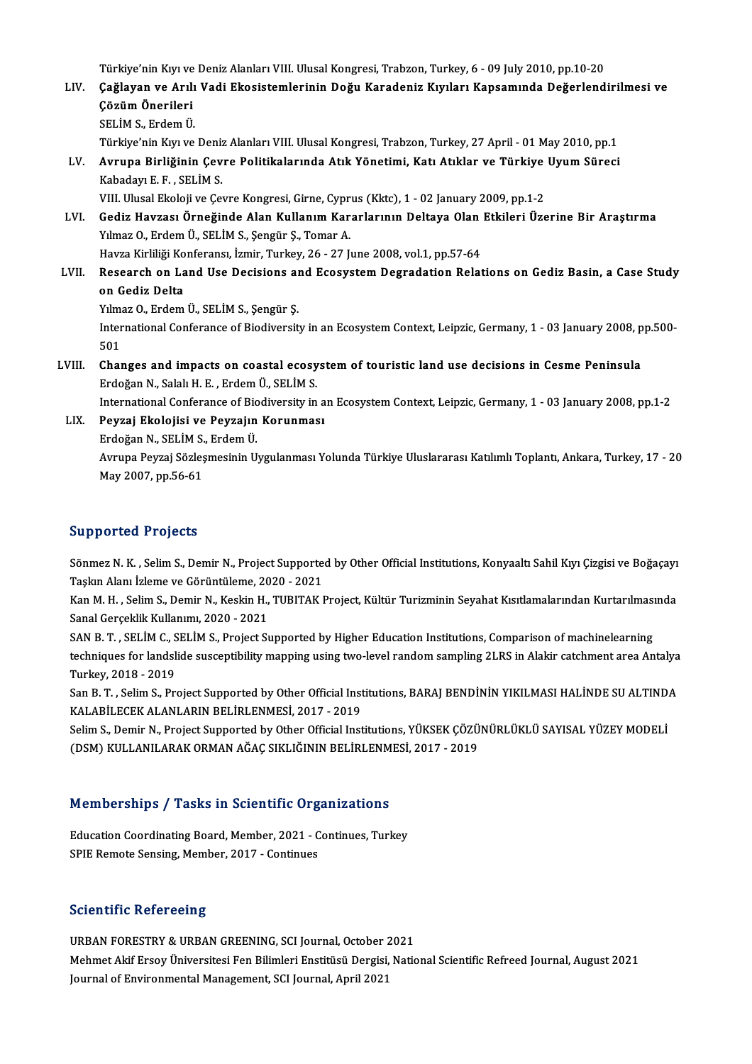Türkiye'nin Kıyı ve Deniz Alanları VIII. Ulusal Kongresi, Trabzon, Turkey, 6 - 09 July 2010, pp.10-20

LIV. **Çağlayan ve Arılı Vadi Ekosistemlerinin Doğu Karadeniz Kıyıları Kapsamında Değerlendirilmesi ve Çözüm Önerileri**
SELİM S., Erdem Ü.
Türkiye'nin Kıyı ve Deniz Alanları VIII. Ulusal Kongresi, Trabzon, Turkey, 27 April - 01 May 2010, pp.1

LV. **Avrupa Birliğinin Çevre Politikalarında Atık Yönetimi, Katı Atıklar ve Türkiye Uyum Süreci**
Kabadayı E. F. , SELİM S.
VIII. Ulusal Ekoloji ve Çevre Kongresi, Girne, Cyprus (Kktc), 1 - 02 January 2009, pp.1-2

LVI. **Gediz Havzası Örneğinde Alan Kullanım Kararlarının Deltaya Olan Etkileri Üzerine Bir Araştırma**
Yılmaz O., Erdem Ü., SELİM S., Şengür Ş., Tomar A.
Havza Kirliliği Konferansı, İzmir, Turkey, 26 - 27 June 2008, vol.1, pp.57-64

LVII. **Research on Land Use Decisions and Ecosystem Degradation Relations on Gediz Basin, a Case Study on Gediz Delta**
Yılmaz O., Erdem Ü., SELİM S., Şengür Ş.
International Conferance of Biodiversity in an Ecosystem Context, Leipzic, Germany, 1 - 03 January 2008, pp.500-501

LVIII. **Changes and impacts on coastal ecosystem of touristic land use decisions in Cesme Peninsula**
Erdoğan N., Salalı H. E. , Erdem Ü., SELİM S.
International Conferance of Biodiversity in an Ecosystem Context, Leipzic, Germany, 1 - 03 January 2008, pp.1-2

LIX. **Peyzaj Ekolojisi ve Peyzajın Korunması**
Erdoğan N., SELİM S., Erdem Ü.
Avrupa Peyzaj Sözleşmesinin Uygulanması Yolunda Türkiye Uluslararası Katılımlı Toplantı, Ankara, Turkey, 17 - 20 May 2007, pp.56-61

## Supported Projects

Sönmez N. K. , Selim S., Demir N., Project Supported by Other Official Institutions, Konyaaltı Sahil Kıyı Çizgisi ve Boğaçayı Taşkın Alanı İzleme ve Görüntüleme, 2020 - 2021

Kan M. H. , Selim S., Demir N., Keskin H., TUBITAK Project, Kültür Turizminin Seyahat Kısıtlamalarından Kurtarılmasında Sanal Gerçeklik Kullanımı, 2020 - 2021

SAN B. T. , SELİM C., SELİM S., Project Supported by Higher Education Institutions, Comparison of machinelearning techniques for landslide susceptibility mapping using two-level random sampling 2LRS in Alakir catchment area Antalya Turkey, 2018 - 2019

San B. T. , Selim S., Project Supported by Other Official Institutions, BARAJ BENDİNİN YIKILMASI HALİNDE SU ALTINDA KALABİLECEK ALANLARIN BELİRLENMESİ, 2017 - 2019

Selim S., Demir N., Project Supported by Other Official Institutions, YÜKSEK ÇÖZÜNÜRLÜKLÜ SAYISAL YÜZEY MODELİ (DSM) KULLANILARAK ORMAN AĞAÇ SIKLIĞININ BELİRLENMESİ, 2017 - 2019

## Memberships / Tasks in Scientific Organizations

Education Coordinating Board, Member, 2021 - Continues, Turkey
SPIE Remote Sensing, Member, 2017 - Continues

## Scientific Refereeing

URBAN FORESTRY & URBAN GREENING, SCI Journal, October 2021
Mehmet Akif Ersoy Üniversitesi Fen Bilimleri Enstitüsü Dergisi, National Scientific Refreed Journal, August 2021
Journal of Environmental Management, SCI Journal, April 2021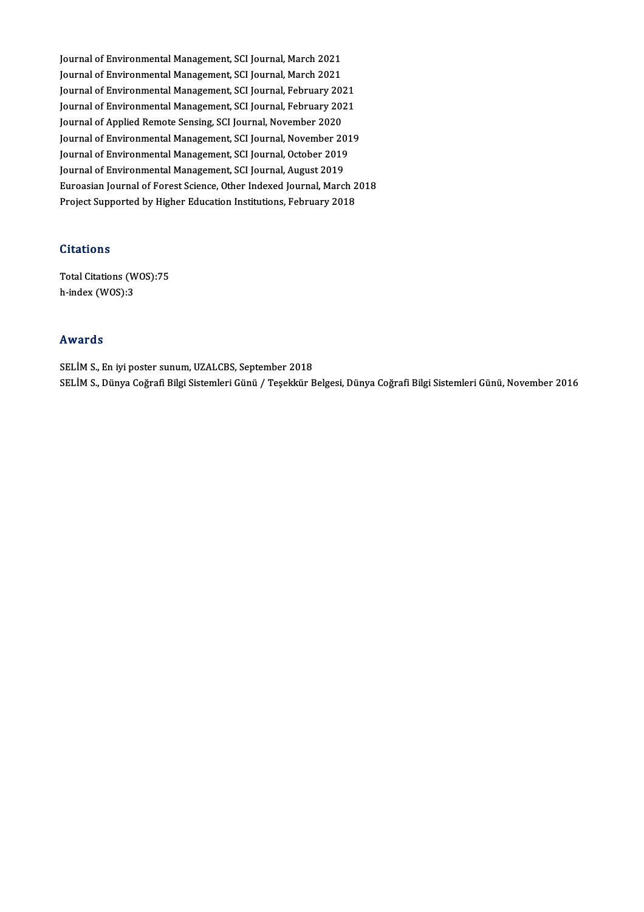Journal of Environmental Management, SCI Journal, March 2021
Journal of Environmental Management, SCI Journal, March 2021
Journal of Environmental Management, SCI Journal, February 2021
Journal of Environmental Management, SCI Journal, February 2021
Journal of Applied Remote Sensing, SCI Journal, November 2020
Journal of Environmental Management, SCI Journal, November 2019
Journal of Environmental Management, SCI Journal, October 2019
Journal of Environmental Management, SCI Journal, August 2019
Euroasian Journal of Forest Science, Other Indexed Journal, March 2018
Project Supported by Higher Education Institutions, February 2018

## Citations

Total Citations (WOS):75
h-index (WOS):3

## Awards

SELİM S., En iyi poster sunum, UZALCBS, September 2018
SELİM S., Dünya Coğrafi Bilgi Sistemleri Günü / Teşekkür Belgesi, Dünya Coğrafi Bilgi Sistemleri Günü, November 2016